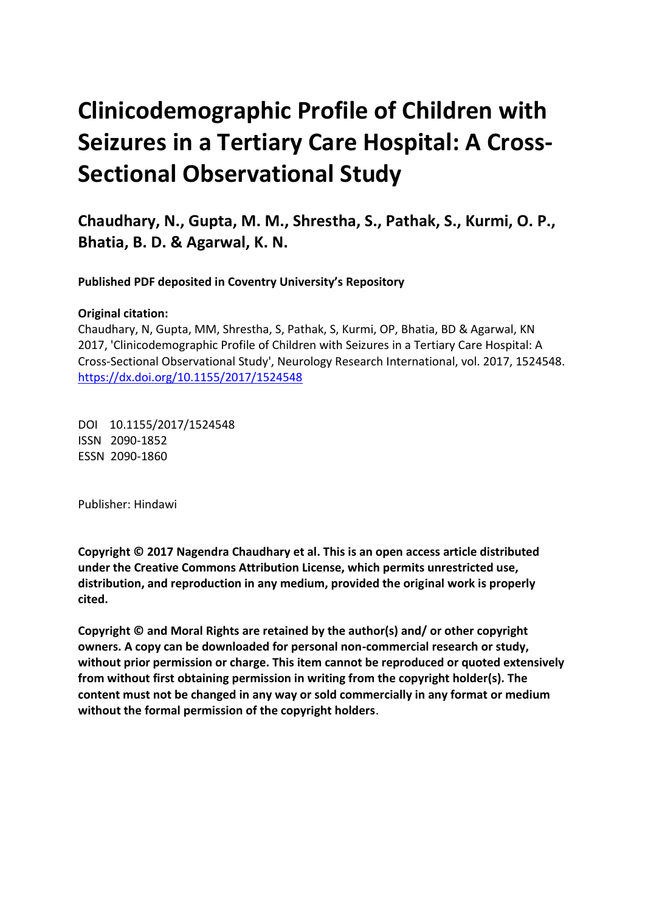# Clinicodemographic Profile of Children with Seizures in a Tertiary Care Hospital: A Cross-Sectional Observational Study

**Chaudhary, N., Gupta, M. M., Shrestha, S., Pathak, S., Kurmi, O. P., Bhatia, B. D. & Agarwal, K. N.**

**Published PDF deposited in Coventry University's Repository**

**Original citation:**
Chaudhary, N, Gupta, MM, Shrestha, S, Pathak, S, Kurmi, OP, Bhatia, BD & Agarwal, KN 2017, 'Clinicodemographic Profile of Children with Seizures in a Tertiary Care Hospital: A Cross-Sectional Observational Study', Neurology Research International, vol. 2017, 1524548.
https://dx.doi.org/10.1155/2017/1524548

DOI 10.1155/2017/1524548
ISSN 2090-1852
ESSN 2090-1860

Publisher: Hindawi

**Copyright © 2017 Nagendra Chaudhary et al. This is an open access article distributed under the Creative Commons Attribution License, which permits unrestricted use, distribution, and reproduction in any medium, provided the original work is properly cited.**

**Copyright © and Moral Rights are retained by the author(s) and/ or other copyright owners. A copy can be downloaded for personal non-commercial research or study, without prior permission or charge. This item cannot be reproduced or quoted extensively from without first obtaining permission in writing from the copyright holder(s). The content must not be changed in any way or sold commercially in any format or medium without the formal permission of the copyright holders**.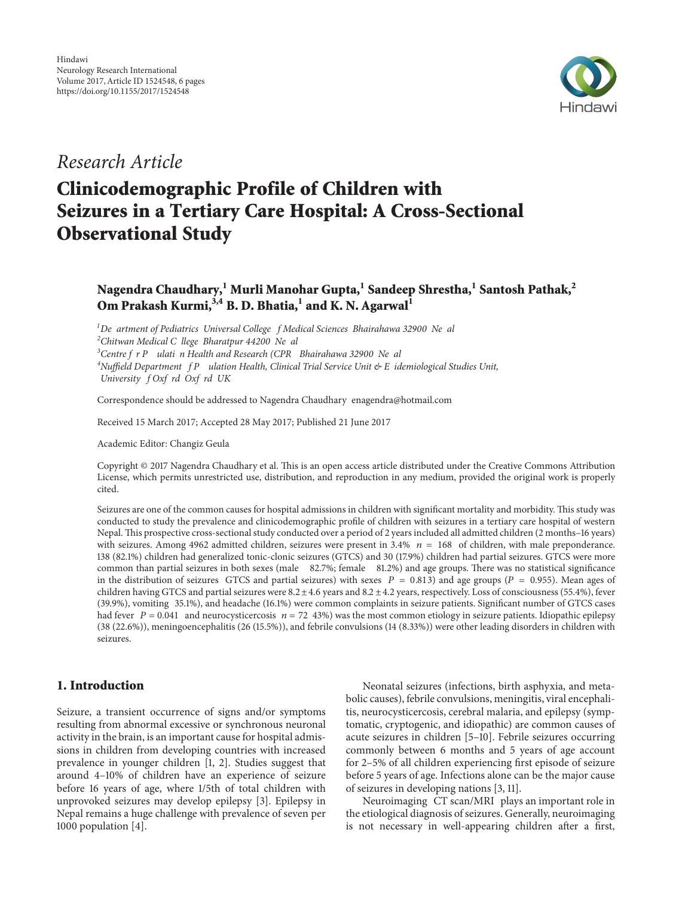## Research Article

# Clinicodemographic Profile of Children with Seizures in a Tertiary Care Hospital: A Cross-Sectional Observational Study

**Nagendra Chaudhary,[1] Murli Manohar Gupta,[1] Sandeep Shrestha,[1] Santosh Pathak,[2] Om Prakash Kurmi,[3,4] B. D. Bhatia,[1] and K. N. Agarwal[1]**

[1] *Department of Pediatrics, Universal College of Medical Sciences, Bhairahawa 32900, Nepal*
[2] *Chitwan Medical College, Bharatpur 44200, Nepal*
[3] *Centre for Population Health and Research (CPR), Bhairahawa 32900, Nepal*
[4] *Nuffield Department of Population Health, Clinical Trial Service Unit & Epidemiological Studies Unit, University of Oxford, Oxford, UK*

Correspondence should be addressed to Nagendra Chaudhary; enagendra@hotmail.com

Received 15 March 2017; Accepted 28 May 2017; Published 21 June 2017

Academic Editor: Changiz Geula

Copyright © 2017 Nagendra Chaudhary et al. This is an open access article distributed under the Creative Commons Attribution License, which permits unrestricted use, distribution, and reproduction in any medium, provided the original work is properly cited.

Seizures are one of the common causes for hospital admissions in children with significant mortality and morbidity. This study was conducted to study the prevalence and clinicodemographic profile of children with seizures in a tertiary care hospital of western Nepal. This prospective cross-sectional study conducted over a period of 2 years included all admitted children (2 months–16 years) with seizures. Among 4962 admitted children, seizures were present in 3.4% ($n = 168$) of children, with male preponderance. 138 (82.1%) children had generalized tonic-clonic seizures (GTCS) and 30 (17.9%) children had partial seizures. GTCS were more common than partial seizures in both sexes (male = 82.7%; female = 81.2%) and age groups. There was no statistical significance in the distribution of seizures (GTCS and partial seizures) with sexes ($P = 0.813$) and age groups ($P = 0.955$). Mean ages of children having GTCS and partial seizures were $8.2 \pm 4.6$ years and $8.2 \pm 4.2$ years, respectively. Loss of consciousness (55.4%), fever (39.9%), vomiting (35.1%), and headache (16.1%) were common complaints in seizure patients. Significant number of GTCS cases had fever ($P = 0.041$) and neurocysticercosis ($n = 72$; 43%) was the most common etiology in seizure patients. Idiopathic epilepsy (38 (22.6%)), meningoencephalitis (26 (15.5%)), and febrile convulsions (14 (8.33%)) were other leading disorders in children with seizures.

## 1. Introduction

Seizure, a transient occurrence of signs and/or symptoms resulting from abnormal excessive or synchronous neuronal activity in the brain, is an important cause for hospital admissions in children from developing countries with increased prevalence in younger children [1, 2]. Studies suggest that around 4–10% of children have an experience of seizure before 16 years of age, where 1/5th of total children with unprovoked seizures may develop epilepsy [3]. Epilepsy in Nepal remains a huge challenge with prevalence of seven per 1000 population [4].

Neonatal seizures (infections, birth asphyxia, and metabolic causes), febrile convulsions, meningitis, viral encephalitis, neurocysticercosis, cerebral malaria, and epilepsy (symptomatic, cryptogenic, and idiopathic) are common causes of acute seizures in children [5–10]. Febrile seizures occurring commonly between 6 months and 5 years of age account for 2–5% of all children experiencing first episode of seizure before 5 years of age. Infections alone can be the major cause of seizures in developing nations [3, 11].

Neuroimaging (CT scan/MRI) plays an important role in the etiological diagnosis of seizures. Generally, neuroimaging is not necessary in well-appearing children after a first,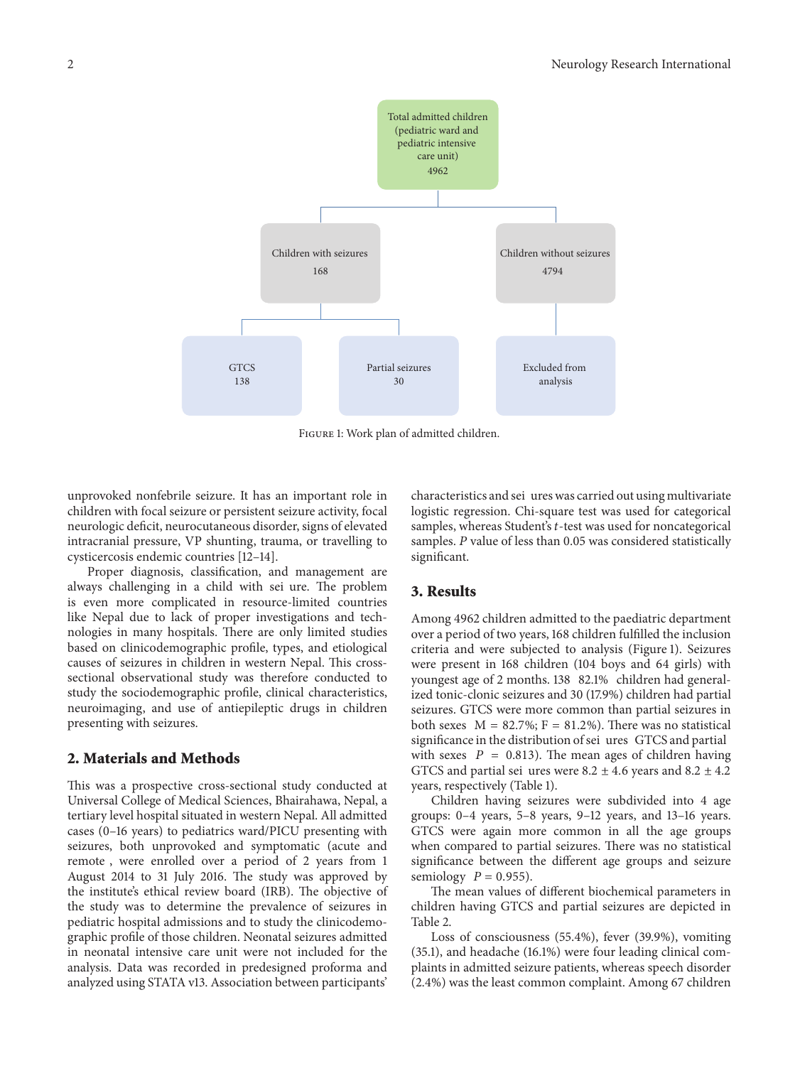Total admitted children (pediatric ward and pediatric intensive care unit) 4962

Children with seizures 168

Children without seizures 4794

GTCS 138

Partial seizures 30

Excluded from analysis

Figure 1: Work plan of admitted children.

unprovoked nonfebrile seizure. It has an important role in children with focal seizure or persistent seizure activity, focal neurologic deficit, neurocutaneous disorder, signs of elevated intracranial pressure, VP shunting, trauma, or travelling to cysticercosis endemic countries [12–14].

Proper diagnosis, classification, and management are always challenging in a child with sei ure. The problem is even more complicated in resource-limited countries like Nepal due to lack of proper investigations and technologies in many hospitals. There are only limited studies based on clinicodemographic profile, types, and etiological causes of seizures in children in western Nepal. This cross-sectional observational study was therefore conducted to study the sociodemographic profile, clinical characteristics, neuroimaging, and use of antiepileptic drugs in children presenting with seizures.

## 2. Materials and Methods

This was a prospective cross-sectional study conducted at Universal College of Medical Sciences, Bhairahawa, Nepal, a tertiary level hospital situated in western Nepal. All admitted cases (0–16 years) to pediatrics ward/PICU presenting with seizures, both unprovoked and symptomatic (acute and remote , were enrolled over a period of 2 years from 1 August 2014 to 31 July 2016. The study was approved by the institute's ethical review board (IRB). The objective of the study was to determine the prevalence of seizures in pediatric hospital admissions and to study the clinicodemographic profile of those children. Neonatal seizures admitted in neonatal intensive care unit were not included for the analysis. Data was recorded in predesigned proforma and analyzed using STATA v13. Association between participants' characteristics and sei ures was carried out using multivariate logistic regression. Chi-square test was used for categorical samples, whereas Student's $t$-test was used for noncategorical samples. $P$ value of less than 0.05 was considered statistically significant.

## 3. Results

Among 4962 children admitted to the paediatric department over a period of two years, 168 children fulfilled the inclusion criteria and were subjected to analysis (Figure 1). Seizures were present in 168 children (104 boys and 64 girls) with youngest age of 2 months. 138 82.1% children had generalized tonic-clonic seizures and 30 (17.9%) children had partial seizures. GTCS were more common than partial seizures in both sexes M = 82.7%; F = 81.2%). There was no statistical significance in the distribution of sei ures GTCS and partial with sexes $P = 0.813$). The mean ages of children having GTCS and partial sei ures were $8.2 \pm 4.6$ years and $8.2 \pm 4.2$ years, respectively (Table 1).

Children having seizures were subdivided into 4 age groups: 0–4 years, 5–8 years, 9–12 years, and 13–16 years. GTCS were again more common in all the age groups when compared to partial seizures. There was no statistical significance between the different age groups and seizure semiology $P = 0.955$).

The mean values of different biochemical parameters in children having GTCS and partial seizures are depicted in Table 2.

Loss of consciousness (55.4%), fever (39.9%), vomiting (35.1), and headache (16.1%) were four leading clinical complaints in admitted seizure patients, whereas speech disorder (2.4%) was the least common complaint. Among 67 children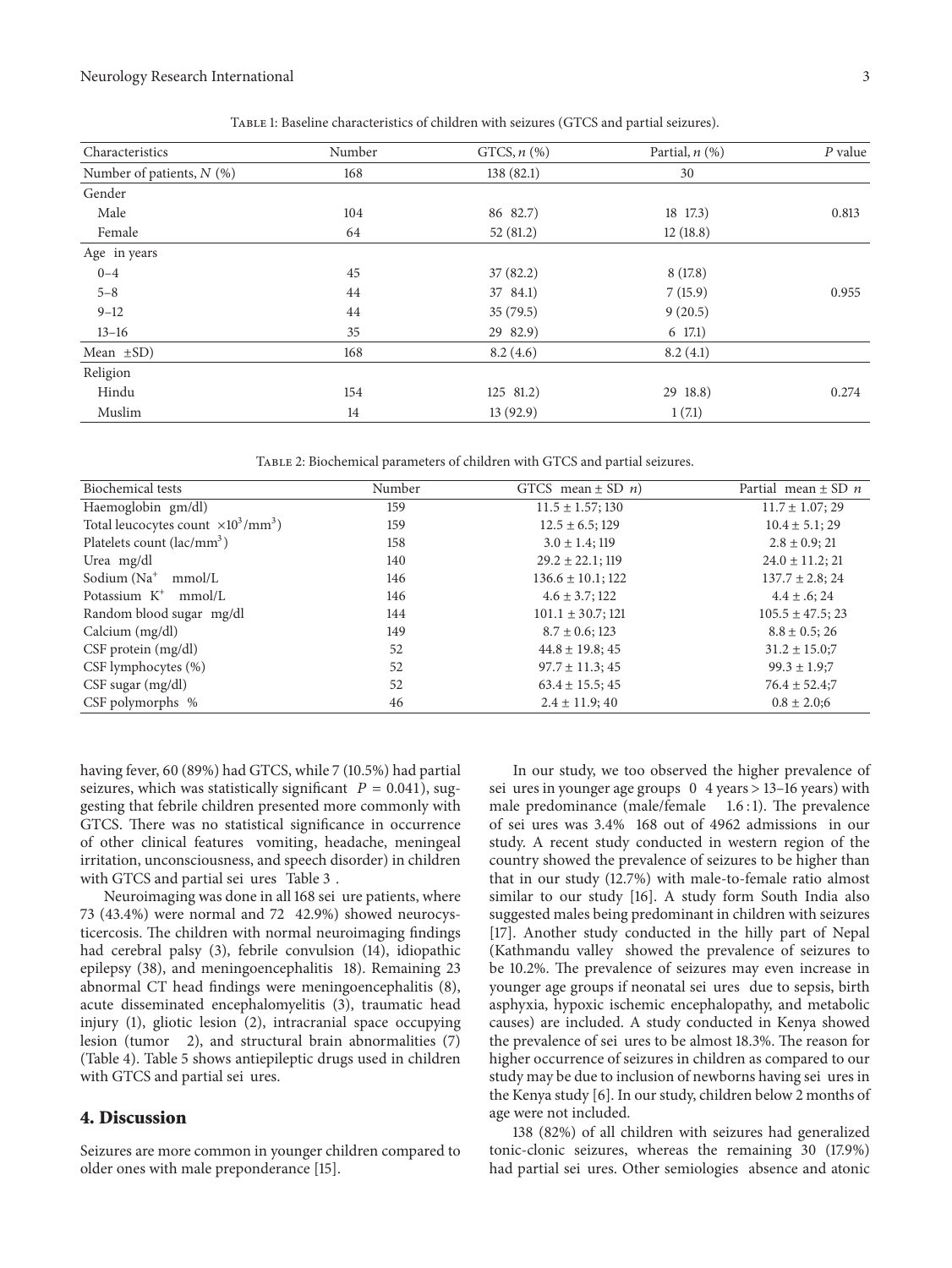Table 1: Baseline characteristics of children with seizures (GTCS and partial seizures).

| Characteristics | Number | GTCS, $n$ (%) | Partial, $n$ (%) | $P$ value |
|---|---|---|---|---|
| Number of patients, $N$ (%) | 168 | 138 (82.1) | 30 | |
| Gender | | | | |
| Male | 104 | 86 82.7) | 18 17.3) | 0.813 |
| Female | 64 | 52 (81.2) | 12 (18.8) | |
| Age in years | | | | |
| 0–4 | 45 | 37 (82.2) | 8 (17.8) | |
| 5–8 | 44 | 37 84.1) | 7 (15.9) | 0.955 |
| 9–12 | 44 | 35 (79.5) | 9 (20.5) | |
| 13–16 | 35 | 29 82.9) | 6 17.1) | |
| Mean ±SD) | 168 | 8.2 (4.6) | 8.2 (4.1) | |
| Religion | | | | |
| Hindu | 154 | 125 81.2) | 29 18.8) | 0.274 |
| Muslim | 14 | 13 (92.9) | 1 (7.1) | |

Table 2: Biochemical parameters of children with GTCS and partial seizures.

| Biochemical tests | Number | GTCS mean ± SD $n$) | Partial mean ± SD $n$ |
|---|---|---|---|
| Haemoglobin gm/dl) | 159 | 11.5 ± 1.57; 130 | 11.7 ± 1.07; 29 |
| Total leucocytes count $\times 10^3/\text{mm}^3$) | 159 | 12.5 ± 6.5; 129 | 10.4 ± 5.1; 29 |
| Platelets count (lac/mm$^3$) | 158 | 3.0 ± 1.4; 119 | 2.8 ± 0.9; 21 |
| Urea mg/dl | 140 | 29.2 ± 22.1; 119 | 24.0 ± 11.2; 21 |
| Sodium (Na$^+$ mmol/L | 146 | 136.6 ± 10.1; 122 | 137.7 ± 2.8; 24 |
| Potassium K$^+$ mmol/L | 146 | 4.6 ± 3.7; 122 | 4.4 ± .6; 24 |
| Random blood sugar mg/dl | 144 | 101.1 ± 30.7; 121 | 105.5 ± 47.5; 23 |
| Calcium (mg/dl) | 149 | 8.7 ± 0.6; 123 | 8.8 ± 0.5; 26 |
| CSF protein (mg/dl) | 52 | 44.8 ± 19.8; 45 | 31.2 ± 15.0;7 |
| CSF lymphocytes (%) | 52 | 97.7 ± 11.3; 45 | 99.3 ± 1.9;7 |
| CSF sugar (mg/dl) | 52 | 63.4 ± 15.5; 45 | 76.4 ± 52.4;7 |
| CSF polymorphs % | 46 | 2.4 ± 11.9; 40 | 0.8 ± 2.0;6 |

having fever, 60 (89%) had GTCS, while 7 (10.5%) had partial seizures, which was statistically significant $P = 0.041$), suggesting that febrile children presented more commonly with GTCS. There was no statistical significance in occurrence of other clinical features vomiting, headache, meningeal irritation, unconsciousness, and speech disorder) in children with GTCS and partial sei ures Table 3 .

Neuroimaging was done in all 168 sei ure patients, where 73 (43.4%) were normal and 72 42.9%) showed neurocysticercosis. The children with normal neuroimaging findings had cerebral palsy (3), febrile convulsion (14), idiopathic epilepsy (38), and meningoencephalitis 18). Remaining 23 abnormal CT head findings were meningoencephalitis (8), acute disseminated encephalomyelitis (3), traumatic head injury (1), gliotic lesion (2), intracranial space occupying lesion (tumor 2), and structural brain abnormalities (7) (Table 4). Table 5 shows antiepileptic drugs used in children with GTCS and partial sei ures.

## 4. Discussion

Seizures are more common in younger children compared to older ones with male preponderance [15].

In our study, we too observed the higher prevalence of sei ures in younger age groups 0 4 years > 13–16 years) with male predominance (male/female 1.6 : 1). The prevalence of sei ures was 3.4% 168 out of 4962 admissions in our study. A recent study conducted in western region of the country showed the prevalence of seizures to be higher than that in our study (12.7%) with male-to-female ratio almost similar to our study [16]. A study form South India also suggested males being predominant in children with seizures [17]. Another study conducted in the hilly part of Nepal (Kathmandu valley showed the prevalence of seizures to be 10.2%. The prevalence of seizures may even increase in younger age groups if neonatal sei ures due to sepsis, birth asphyxia, hypoxic ischemic encephalopathy, and metabolic causes) are included. A study conducted in Kenya showed the prevalence of sei ures to be almost 18.3%. The reason for higher occurrence of seizures in children as compared to our study may be due to inclusion of newborns having sei ures in the Kenya study [6]. In our study, children below 2 months of age were not included.

138 (82%) of all children with seizures had generalized tonic-clonic seizures, whereas the remaining 30 (17.9%) had partial sei ures. Other semiologies absence and atonic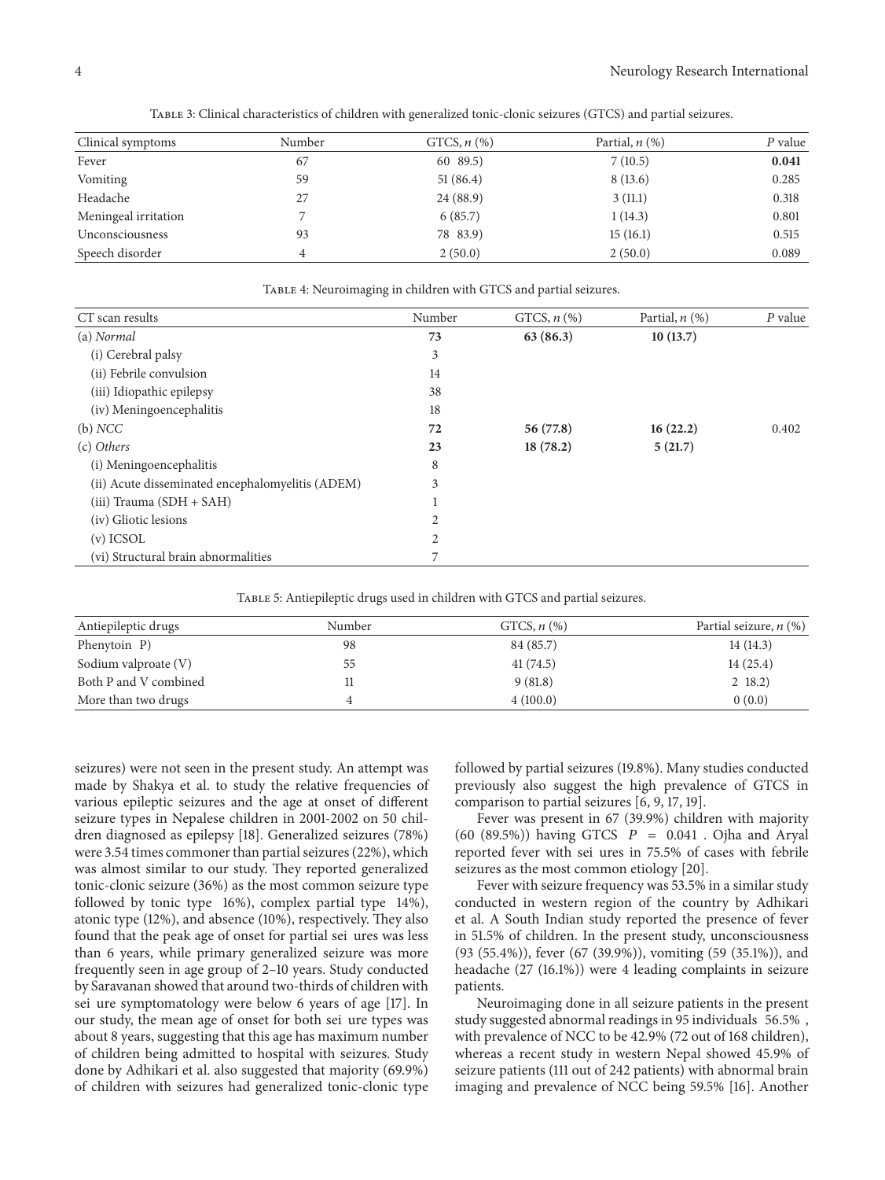Table 3: Clinical characteristics of children with generalized tonic-clonic seizures (GTCS) and partial seizures.

| Clinical symptoms | Number | GTCS, $n$ (%) | Partial, $n$ (%) | $P$ value |
|---|---|---|---|---|
| Fever | 67 | 60 89.5) | 7 (10.5) | **0.041** |
| Vomiting | 59 | 51 (86.4) | 8 (13.6) | 0.285 |
| Headache | 27 | 24 (88.9) | 3 (11.1) | 0.318 |
| Meningeal irritation | 7 | 6 (85.7) | 1 (14.3) | 0.801 |
| Unconsciousness | 93 | 78 83.9) | 15 (16.1) | 0.515 |
| Speech disorder | 4 | 2 (50.0) | 2 (50.0) | 0.089 |

Table 4: Neuroimaging in children with GTCS and partial seizures.

| CT scan results | Number | GTCS, $n$ (%) | Partial, $n$ (%) | $P$ value |
|---|---|---|---|---|
| (a) *Normal* | **73** | **63 (86.3)** | **10 (13.7)** | |
| (i) Cerebral palsy | 3 | | | |
| (ii) Febrile convulsion | 14 | | | |
| (iii) Idiopathic epilepsy | 38 | | | |
| (iv) Meningoencephalitis | 18 | | | |
| (b) *NCC* | **72** | **56 (77.8)** | **16 (22.2)** | 0.402 |
| (c) *Others* | **23** | **18 (78.2)** | **5 (21.7)** | |
| (i) Meningoencephalitis | 8 | | | |
| (ii) Acute disseminated encephalomyelitis (ADEM) | 3 | | | |
| (iii) Trauma (SDH + SAH) | 1 | | | |
| (iv) Gliotic lesions | 2 | | | |
| (v) ICSOL | 2 | | | |
| (vi) Structural brain abnormalities | 7 | | | |

Table 5: Antiepileptic drugs used in children with GTCS and partial seizures.

| Antiepileptic drugs | Number | GTCS, $n$ (%) | Partial seizure, $n$ (%) |
|---|---|---|---|
| Phenytoin P) | 98 | 84 (85.7) | 14 (14.3) |
| Sodium valproate (V) | 55 | 41 (74.5) | 14 (25.4) |
| Both P and V combined | 11 | 9 (81.8) | 2 18.2) |
| More than two drugs | 4 | 4 (100.0) | 0 (0.0) |

seizures) were not seen in the present study. An attempt was made by Shakya et al. to study the relative frequencies of various epileptic seizures and the age at onset of different seizure types in Nepalese children in 2001-2002 on 50 children diagnosed as epilepsy [18]. Generalized seizures (78%) were 3.54 times commoner than partial seizures (22%), which was almost similar to our study. They reported generalized tonic-clonic seizure (36%) as the most common seizure type followed by tonic type 16%), complex partial type 14%), atonic type (12%), and absence (10%), respectively. They also found that the peak age of onset for partial sei ures was less than 6 years, while primary generalized seizure was more frequently seen in age group of 2–10 years. Study conducted by Saravanan showed that around two-thirds of children with sei ure symptomatology were below 6 years of age [17]. In our study, the mean age of onset for both sei ure types was about 8 years, suggesting that this age has maximum number of children being admitted to hospital with seizures. Study done by Adhikari et al. also suggested that majority (69.9%) of children with seizures had generalized tonic-clonic type followed by partial seizures (19.8%). Many studies conducted previously also suggest the high prevalence of GTCS in comparison to partial seizures [6, 9, 17, 19].

Fever was present in 67 (39.9%) children with majority (60 (89.5%)) having GTCS $P = 0.041$ . Ojha and Aryal reported fever with sei ures in 75.5% of cases with febrile seizures as the most common etiology [20].

Fever with seizure frequency was 53.5% in a similar study conducted in western region of the country by Adhikari et al. A South Indian study reported the presence of fever in 51.5% of children. In the present study, unconsciousness (93 (55.4%)), fever (67 (39.9%)), vomiting (59 (35.1%)), and headache (27 (16.1%)) were 4 leading complaints in seizure patients.

Neuroimaging done in all seizure patients in the present study suggested abnormal readings in 95 individuals 56.5% , with prevalence of NCC to be 42.9% (72 out of 168 children), whereas a recent study in western Nepal showed 45.9% of seizure patients (111 out of 242 patients) with abnormal brain imaging and prevalence of NCC being 59.5% [16]. Another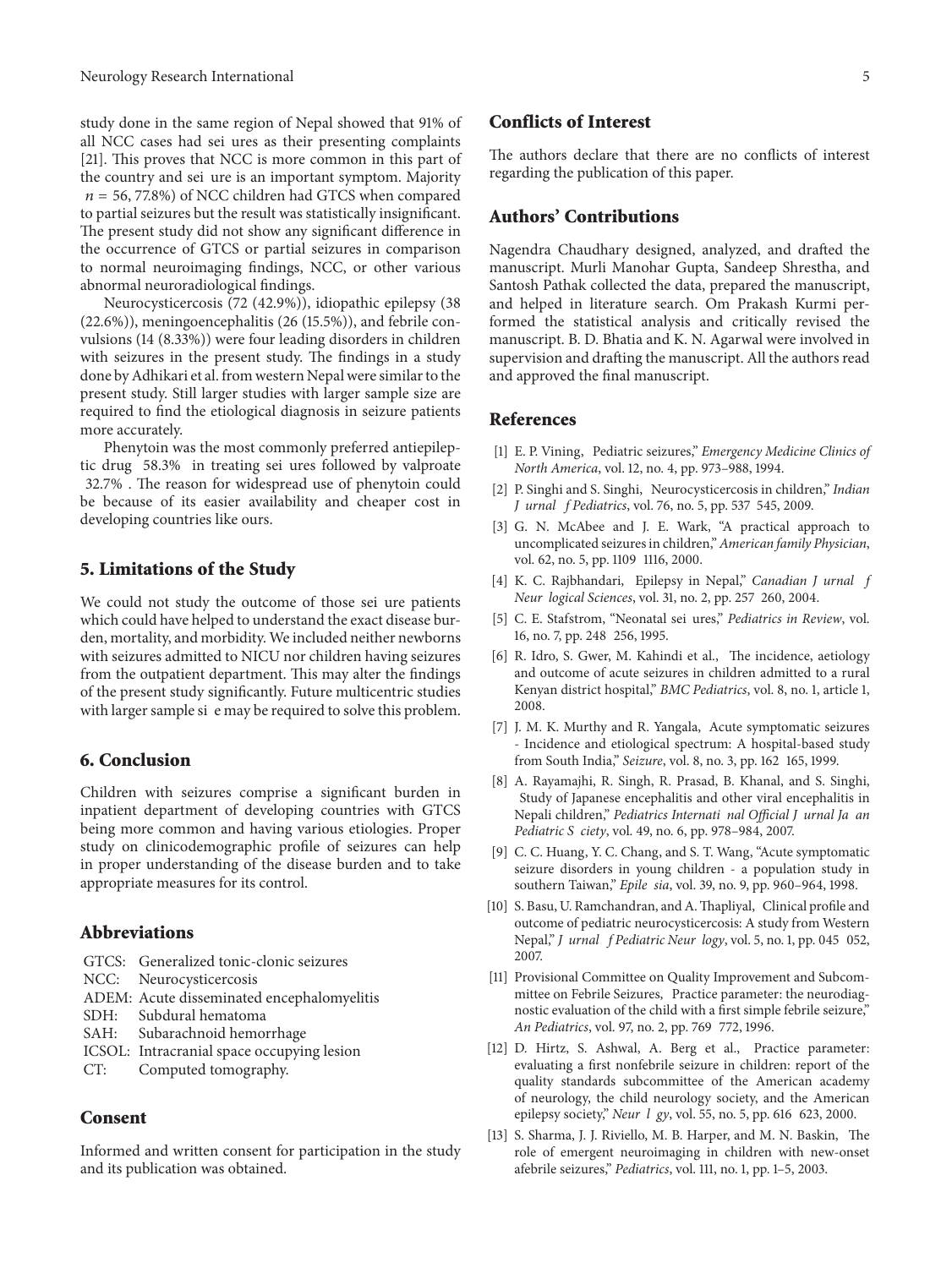study done in the same region of Nepal showed that 91% of all NCC cases had sei ures as their presenting complaints [21]. This proves that NCC is more common in this part of the country and sei ure is an important symptom. Majority $n = 56$, 77.8%) of NCC children had GTCS when compared to partial seizures but the result was statistically insignificant. The present study did not show any significant difference in the occurrence of GTCS or partial seizures in comparison to normal neuroimaging findings, NCC, or other various abnormal neuroradiological findings.

Neurocysticercosis (72 (42.9%)), idiopathic epilepsy (38 (22.6%)), meningoencephalitis (26 (15.5%)), and febrile convulsions (14 (8.33%)) were four leading disorders in children with seizures in the present study. The findings in a study done by Adhikari et al. from western Nepal were similar to the present study. Still larger studies with larger sample size are required to find the etiological diagnosis in seizure patients more accurately.

Phenytoin was the most commonly preferred antiepileptic drug 58.3% in treating sei ures followed by valproate 32.7% . The reason for widespread use of phenytoin could be because of its easier availability and cheaper cost in developing countries like ours.

## 5. Limitations of the Study

We could not study the outcome of those sei ure patients which could have helped to understand the exact disease burden, mortality, and morbidity. We included neither newborns with seizures admitted to NICU nor children having seizures from the outpatient department. This may alter the findings of the present study significantly. Future multicentric studies with larger sample si e may be required to solve this problem.

## 6. Conclusion

Children with seizures comprise a significant burden in inpatient department of developing countries with GTCS being more common and having various etiologies. Proper study on clinicodemographic profile of seizures can help in proper understanding of the disease burden and to take appropriate measures for its control.

## Abbreviations

GTCS: Generalized tonic-clonic seizures
NCC: Neurocysticercosis
ADEM: Acute disseminated encephalomyelitis
SDH: Subdural hematoma
SAH: Subarachnoid hemorrhage
ICSOL: Intracranial space occupying lesion
CT: Computed tomography.

## Consent

Informed and written consent for participation in the study and its publication was obtained.

## Conflicts of Interest

The authors declare that there are no conflicts of interest regarding the publication of this paper.

## Authors' Contributions

Nagendra Chaudhary designed, analyzed, and drafted the manuscript. Murli Manohar Gupta, Sandeep Shrestha, and Santosh Pathak collected the data, prepared the manuscript, and helped in literature search. Om Prakash Kurmi performed the statistical analysis and critically revised the manuscript. B. D. Bhatia and K. N. Agarwal were involved in supervision and drafting the manuscript. All the authors read and approved the final manuscript.

## References

[1] E. P. Vining, Pediatric seizures," *Emergency Medicine Clinics of North America*, vol. 12, no. 4, pp. 973–988, 1994.

[2] P. Singhi and S. Singhi, Neurocysticercosis in children," *Indian J urnal f Pediatrics*, vol. 76, no. 5, pp. 537 545, 2009.

[3] G. N. McAbee and J. E. Wark, "A practical approach to uncomplicated seizures in children," *American family Physician*, vol. 62, no. 5, pp. 1109 1116, 2000.

[4] K. C. Rajbhandari, Epilepsy in Nepal," *Canadian J urnal f Neur logical Sciences*, vol. 31, no. 2, pp. 257 260, 2004.

[5] C. E. Stafstrom, "Neonatal sei ures," *Pediatrics in Review*, vol. 16, no. 7, pp. 248 256, 1995.

[6] R. Idro, S. Gwer, M. Kahindi et al., The incidence, aetiology and outcome of acute seizures in children admitted to a rural Kenyan district hospital," *BMC Pediatrics*, vol. 8, no. 1, article 1, 2008.

[7] J. M. K. Murthy and R. Yangala, Acute symptomatic seizures - Incidence and etiological spectrum: A hospital-based study from South India," *Seizure*, vol. 8, no. 3, pp. 162 165, 1999.

[8] A. Rayamajhi, R. Singh, R. Prasad, B. Khanal, and S. Singhi, Study of Japanese encephalitis and other viral encephalitis in Nepali children," *Pediatrics Internati nal Official J urnal Ja an Pediatric S ciety*, vol. 49, no. 6, pp. 978–984, 2007.

[9] C. C. Huang, Y. C. Chang, and S. T. Wang, "Acute symptomatic seizure disorders in young children - a population study in southern Taiwan," *Epile sia*, vol. 39, no. 9, pp. 960–964, 1998.

[10] S. Basu, U. Ramchandran, and A. Thapliyal, Clinical profile and outcome of pediatric neurocysticercosis: A study from Western Nepal," *J urnal f Pediatric Neur logy*, vol. 5, no. 1, pp. 045 052, 2007.

[11] Provisional Committee on Quality Improvement and Subcommittee on Febrile Seizures, Practice parameter: the neurodiagnostic evaluation of the child with a first simple febrile seizure," *An Pediatrics*, vol. 97, no. 2, pp. 769 772, 1996.

[12] D. Hirtz, S. Ashwal, A. Berg et al., Practice parameter: evaluating a first nonfebrile seizure in children: report of the quality standards subcommittee of the American academy of neurology, the child neurology society, and the American epilepsy society," *Neur l gy*, vol. 55, no. 5, pp. 616 623, 2000.

[13] S. Sharma, J. J. Riviello, M. B. Harper, and M. N. Baskin, The role of emergent neuroimaging in children with new-onset afebrile seizures," *Pediatrics*, vol. 111, no. 1, pp. 1–5, 2003.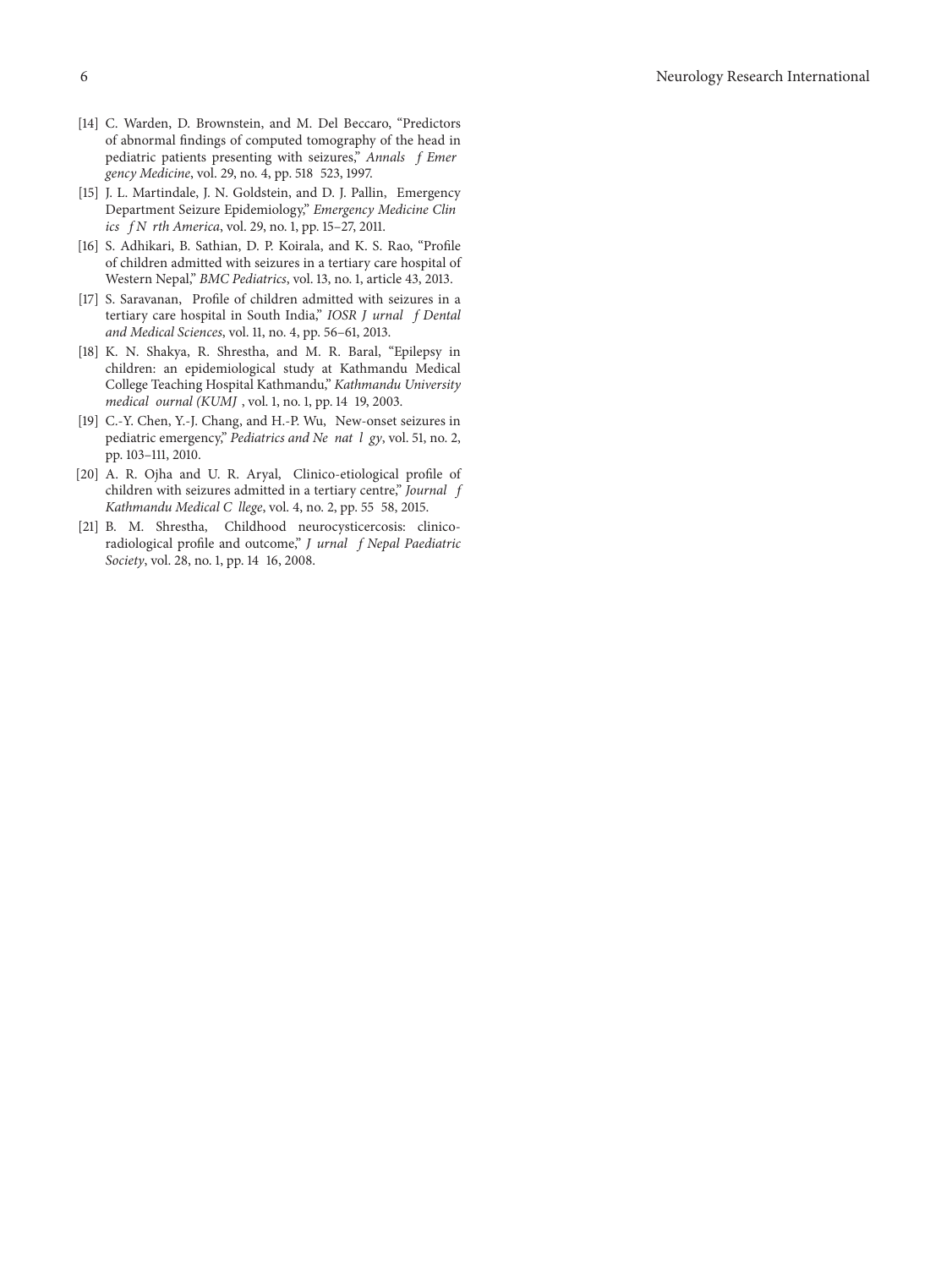[14] C. Warden, D. Brownstein, and M. Del Beccaro, "Predictors of abnormal findings of computed tomography of the head in pediatric patients presenting with seizures," *Annals of Emergency Medicine*, vol. 29, no. 4, pp. 518–523, 1997.

[15] J. L. Martindale, J. N. Goldstein, and D. J. Pallin, "Emergency Department Seizure Epidemiology," *Emergency Medicine Clinics of North America*, vol. 29, no. 1, pp. 15–27, 2011.

[16] S. Adhikari, B. Sathian, D. P. Koirala, and K. S. Rao, "Profile of children admitted with seizures in a tertiary care hospital of Western Nepal," *BMC Pediatrics*, vol. 13, no. 1, article 43, 2013.

[17] S. Saravanan, "Profile of children admitted with seizures in a tertiary care hospital in South India," *IOSR Journal of Dental and Medical Sciences*, vol. 11, no. 4, pp. 56–61, 2013.

[18] K. N. Shakya, R. Shrestha, and M. R. Baral, "Epilepsy in children: an epidemiological study at Kathmandu Medical College Teaching Hospital Kathmandu," *Kathmandu University medical Journal (KUMJ)*, vol. 1, no. 1, pp. 14–19, 2003.

[19] C.-Y. Chen, Y.-J. Chang, and H.-P. Wu, "New-onset seizures in pediatric emergency," *Pediatrics and Neonatology*, vol. 51, no. 2, pp. 103–111, 2010.

[20] A. R. Ojha and U. R. Aryal, "Clinico-etiological profile of children with seizures admitted in a tertiary centre," *Journal of Kathmandu Medical College*, vol. 4, no. 2, pp. 55–58, 2015.

[21] B. M. Shrestha, "Childhood neurocysticercosis: clinico-radiological profile and outcome," *Journal of Nepal Paediatric Society*, vol. 28, no. 1, pp. 14–16, 2008.